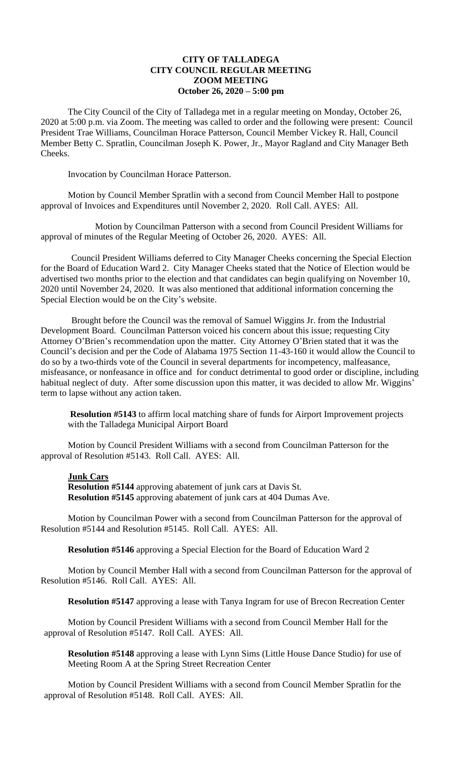# CITY OF TALLADEGA
## CITY COUNCIL REGULAR MEETING
## ZOOM MEETING
## October 26, 2020 – 5:00 pm

The City Council of the City of Talladega met in a regular meeting on Monday, October 26, 2020 at 5:00 p.m. via Zoom. The meeting was called to order and the following were present: Council President Trae Williams, Councilman Horace Patterson, Council Member Vickey R. Hall, Council Member Betty C. Spratlin, Councilman Joseph K. Power, Jr., Mayor Ragland and City Manager Beth Cheeks.

Invocation by Councilman Horace Patterson.

Motion by Council Member Spratlin with a second from Council Member Hall to postpone approval of Invoices and Expenditures until November 2, 2020. Roll Call. AYES: All.

Motion by Councilman Patterson with a second from Council President Williams for approval of minutes of the Regular Meeting of October 26, 2020. AYES: All.

Council President Williams deferred to City Manager Cheeks concerning the Special Election for the Board of Education Ward 2. City Manager Cheeks stated that the Notice of Election would be advertised two months prior to the election and that candidates can begin qualifying on November 10, 2020 until November 24, 2020. It was also mentioned that additional information concerning the Special Election would be on the City's website.

Brought before the Council was the removal of Samuel Wiggins Jr. from the Industrial Development Board. Councilman Patterson voiced his concern about this issue; requesting City Attorney O'Brien's recommendation upon the matter. City Attorney O'Brien stated that it was the Council's decision and per the Code of Alabama 1975 Section 11-43-160 it would allow the Council to do so by a two-thirds vote of the Council in several departments for incompetency, malfeasance, misfeasance, or nonfeasance in office and for conduct detrimental to good order or discipline, including habitual neglect of duty. After some discussion upon this matter, it was decided to allow Mr. Wiggins' term to lapse without any action taken.

**Resolution #5143** to affirm local matching share of funds for Airport Improvement projects with the Talladega Municipal Airport Board

Motion by Council President Williams with a second from Councilman Patterson for the approval of Resolution #5143. Roll Call. AYES: All.

**Junk Cars**

**Resolution #5144** approving abatement of junk cars at Davis St.
**Resolution #5145** approving abatement of junk cars at 404 Dumas Ave.

Motion by Councilman Power with a second from Councilman Patterson for the approval of Resolution #5144 and Resolution #5145. Roll Call. AYES: All.

**Resolution #5146** approving a Special Election for the Board of Education Ward 2

Motion by Council Member Hall with a second from Councilman Patterson for the approval of Resolution #5146. Roll Call. AYES: All.

**Resolution #5147** approving a lease with Tanya Ingram for use of Brecon Recreation Center

Motion by Council President Williams with a second from Council Member Hall for the approval of Resolution #5147. Roll Call. AYES: All.

**Resolution #5148** approving a lease with Lynn Sims (Little House Dance Studio) for use of Meeting Room A at the Spring Street Recreation Center

Motion by Council President Williams with a second from Council Member Spratlin for the approval of Resolution #5148. Roll Call. AYES: All.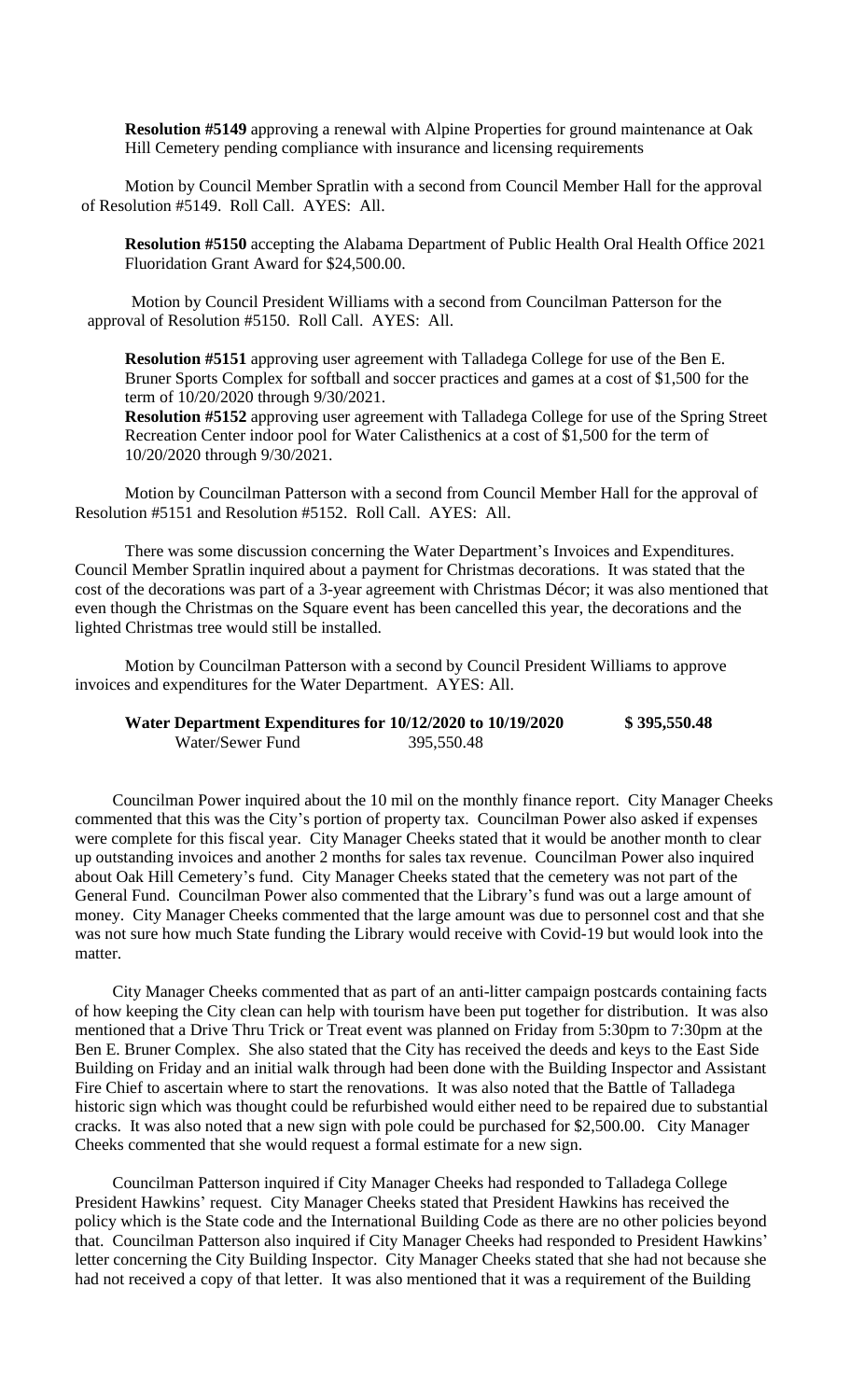**Resolution #5149** approving a renewal with Alpine Properties for ground maintenance at Oak Hill Cemetery pending compliance with insurance and licensing requirements

Motion by Council Member Spratlin with a second from Council Member Hall for the approval of Resolution #5149. Roll Call. AYES: All.

**Resolution #5150** accepting the Alabama Department of Public Health Oral Health Office 2021 Fluoridation Grant Award for $24,500.00.

Motion by Council President Williams with a second from Councilman Patterson for the approval of Resolution #5150. Roll Call. AYES: All.

**Resolution #5151** approving user agreement with Talladega College for use of the Ben E. Bruner Sports Complex for softball and soccer practices and games at a cost of $1,500 for the term of 10/20/2020 through 9/30/2021.

**Resolution #5152** approving user agreement with Talladega College for use of the Spring Street Recreation Center indoor pool for Water Calisthenics at a cost of $1,500 for the term of 10/20/2020 through 9/30/2021.

Motion by Councilman Patterson with a second from Council Member Hall for the approval of Resolution #5151 and Resolution #5152. Roll Call. AYES: All.

There was some discussion concerning the Water Department's Invoices and Expenditures. Council Member Spratlin inquired about a payment for Christmas decorations. It was stated that the cost of the decorations was part of a 3-year agreement with Christmas Décor; it was also mentioned that even though the Christmas on the Square event has been cancelled this year, the decorations and the lighted Christmas tree would still be installed.

Motion by Councilman Patterson with a second by Council President Williams to approve invoices and expenditures for the Water Department. AYES: All.

| **Water Department Expenditures for 10/12/2020 to 10/19/2020** | | **$ 395,550.48** |
|---|---|---|
| Water/Sewer Fund | 395,550.48 | |

Councilman Power inquired about the 10 mil on the monthly finance report. City Manager Cheeks commented that this was the City's portion of property tax. Councilman Power also asked if expenses were complete for this fiscal year. City Manager Cheeks stated that it would be another month to clear up outstanding invoices and another 2 months for sales tax revenue. Councilman Power also inquired about Oak Hill Cemetery's fund. City Manager Cheeks stated that the cemetery was not part of the General Fund. Councilman Power also commented that the Library's fund was out a large amount of money. City Manager Cheeks commented that the large amount was due to personnel cost and that she was not sure how much State funding the Library would receive with Covid-19 but would look into the matter.

City Manager Cheeks commented that as part of an anti-litter campaign postcards containing facts of how keeping the City clean can help with tourism have been put together for distribution. It was also mentioned that a Drive Thru Trick or Treat event was planned on Friday from 5:30pm to 7:30pm at the Ben E. Bruner Complex. She also stated that the City has received the deeds and keys to the East Side Building on Friday and an initial walk through had been done with the Building Inspector and Assistant Fire Chief to ascertain where to start the renovations. It was also noted that the Battle of Talladega historic sign which was thought could be refurbished would either need to be repaired due to substantial cracks. It was also noted that a new sign with pole could be purchased for $2,500.00. City Manager Cheeks commented that she would request a formal estimate for a new sign.

Councilman Patterson inquired if City Manager Cheeks had responded to Talladega College President Hawkins' request. City Manager Cheeks stated that President Hawkins has received the policy which is the State code and the International Building Code as there are no other policies beyond that. Councilman Patterson also inquired if City Manager Cheeks had responded to President Hawkins' letter concerning the City Building Inspector. City Manager Cheeks stated that she had not because she had not received a copy of that letter. It was also mentioned that it was a requirement of the Building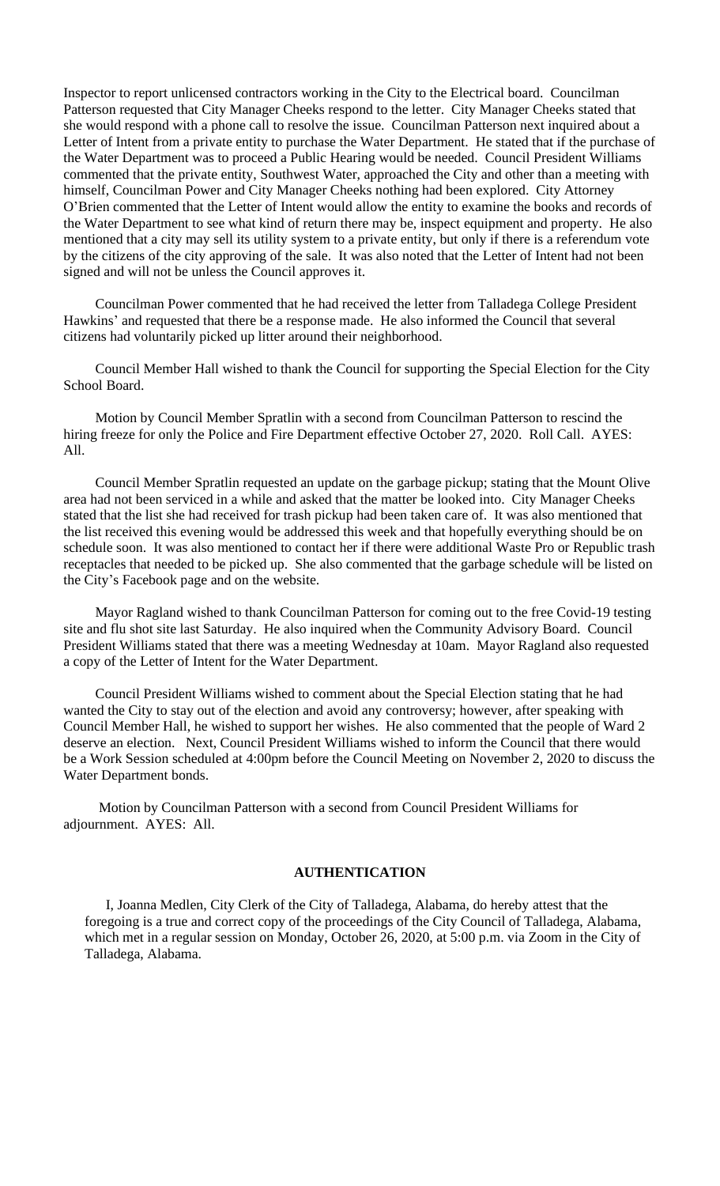Inspector to report unlicensed contractors working in the City to the Electrical board. Councilman Patterson requested that City Manager Cheeks respond to the letter. City Manager Cheeks stated that she would respond with a phone call to resolve the issue. Councilman Patterson next inquired about a Letter of Intent from a private entity to purchase the Water Department. He stated that if the purchase of the Water Department was to proceed a Public Hearing would be needed. Council President Williams commented that the private entity, Southwest Water, approached the City and other than a meeting with himself, Councilman Power and City Manager Cheeks nothing had been explored. City Attorney O'Brien commented that the Letter of Intent would allow the entity to examine the books and records of the Water Department to see what kind of return there may be, inspect equipment and property. He also mentioned that a city may sell its utility system to a private entity, but only if there is a referendum vote by the citizens of the city approving of the sale. It was also noted that the Letter of Intent had not been signed and will not be unless the Council approves it.

Councilman Power commented that he had received the letter from Talladega College President Hawkins' and requested that there be a response made. He also informed the Council that several citizens had voluntarily picked up litter around their neighborhood.

Council Member Hall wished to thank the Council for supporting the Special Election for the City School Board.

Motion by Council Member Spratlin with a second from Councilman Patterson to rescind the hiring freeze for only the Police and Fire Department effective October 27, 2020. Roll Call. AYES: All.

Council Member Spratlin requested an update on the garbage pickup; stating that the Mount Olive area had not been serviced in a while and asked that the matter be looked into. City Manager Cheeks stated that the list she had received for trash pickup had been taken care of. It was also mentioned that the list received this evening would be addressed this week and that hopefully everything should be on schedule soon. It was also mentioned to contact her if there were additional Waste Pro or Republic trash receptacles that needed to be picked up. She also commented that the garbage schedule will be listed on the City's Facebook page and on the website.

Mayor Ragland wished to thank Councilman Patterson for coming out to the free Covid-19 testing site and flu shot site last Saturday. He also inquired when the Community Advisory Board. Council President Williams stated that there was a meeting Wednesday at 10am. Mayor Ragland also requested a copy of the Letter of Intent for the Water Department.

Council President Williams wished to comment about the Special Election stating that he had wanted the City to stay out of the election and avoid any controversy; however, after speaking with Council Member Hall, he wished to support her wishes. He also commented that the people of Ward 2 deserve an election. Next, Council President Williams wished to inform the Council that there would be a Work Session scheduled at 4:00pm before the Council Meeting on November 2, 2020 to discuss the Water Department bonds.

Motion by Councilman Patterson with a second from Council President Williams for adjournment. AYES: All.

## AUTHENTICATION

I, Joanna Medlen, City Clerk of the City of Talladega, Alabama, do hereby attest that the foregoing is a true and correct copy of the proceedings of the City Council of Talladega, Alabama, which met in a regular session on Monday, October 26, 2020, at 5:00 p.m. via Zoom in the City of Talladega, Alabama.